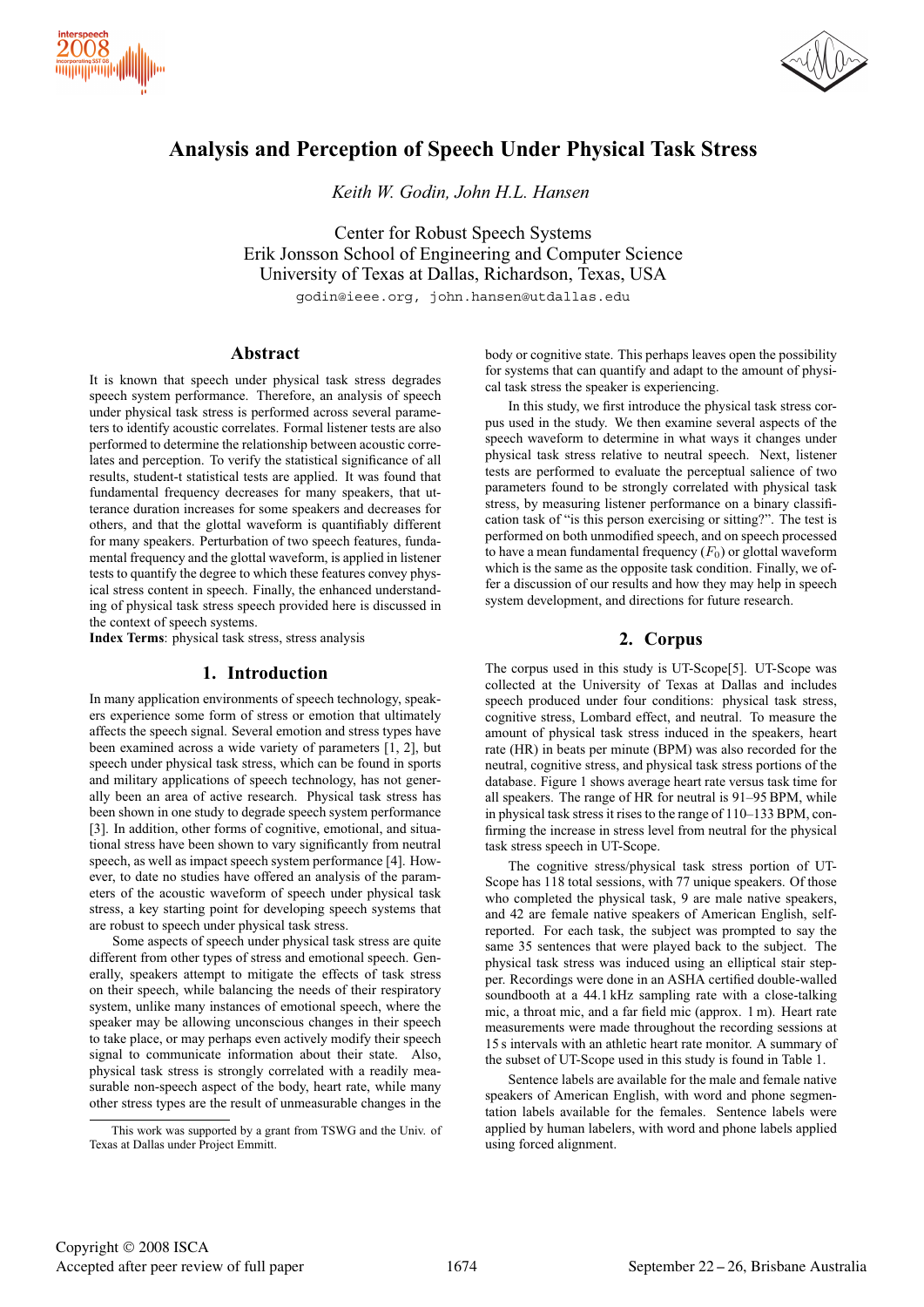# Analysis and Perception of Speech Under Physical Task Stress

*Keith W. Godin, John H.L. Hansen*

Center for Robust Speech Systems
Erik Jonsson School of Engineering and Computer Science
University of Texas at Dallas, Richardson, Texas, USA

godin@ieee.org, john.hansen@utdallas.edu

## Abstract

It is known that speech under physical task stress degrades speech system performance. Therefore, an analysis of speech under physical task stress is performed across several parameters to identify acoustic correlates. Formal listener tests are also performed to determine the relationship between acoustic correlates and perception. To verify the statistical significance of all results, student-t statistical tests are applied. It was found that fundamental frequency decreases for many speakers, that utterance duration increases for some speakers and decreases for others, and that the glottal waveform is quantifiably different for many speakers. Perturbation of two speech features, fundamental frequency and the glottal waveform, is applied in listener tests to quantify the degree to which these features convey physical stress content in speech. Finally, the enhanced understanding of physical task stress speech provided here is discussed in the context of speech systems.

**Index Terms**: physical task stress, stress analysis

## 1. Introduction

In many application environments of speech technology, speakers experience some form of stress or emotion that ultimately affects the speech signal. Several emotion and stress types have been examined across a wide variety of parameters [1, 2], but speech under physical task stress, which can be found in sports and military applications of speech technology, has not generally been an area of active research. Physical task stress has been shown in one study to degrade speech system performance [3]. In addition, other forms of cognitive, emotional, and situational stress have been shown to vary significantly from neutral speech, as well as impact speech system performance [4]. However, to date no studies have offered an analysis of the parameters of the acoustic waveform of speech under physical task stress, a key starting point for developing speech systems that are robust to speech under physical task stress.

Some aspects of speech under physical task stress are quite different from other types of stress and emotional speech. Generally, speakers attempt to mitigate the effects of task stress on their speech, while balancing the needs of their respiratory system, unlike many instances of emotional speech, where the speaker may be allowing unconscious changes in their speech to take place, or may perhaps even actively modify their speech signal to communicate information about their state. Also, physical task stress is strongly correlated with a readily measurable non-speech aspect of the body, heart rate, while many other stress types are the result of unmeasurable changes in the body or cognitive state. This perhaps leaves open the possibility for systems that can quantify and adapt to the amount of physical task stress the speaker is experiencing.

In this study, we first introduce the physical task stress corpus used in the study. We then examine several aspects of the speech waveform to determine in what ways it changes under physical task stress relative to neutral speech. Next, listener tests are performed to evaluate the perceptual salience of two parameters found to be strongly correlated with physical task stress, by measuring listener performance on a binary classification task of "is this person exercising or sitting?". The test is performed on both unmodified speech, and on speech processed to have a mean fundamental frequency ($F_0$) or glottal waveform which is the same as the opposite task condition. Finally, we offer a discussion of our results and how they may help in speech system development, and directions for future research.

## 2. Corpus

The corpus used in this study is UT-Scope[5]. UT-Scope was collected at the University of Texas at Dallas and includes speech produced under four conditions: physical task stress, cognitive stress, Lombard effect, and neutral. To measure the amount of physical task stress induced in the speakers, heart rate (HR) in beats per minute (BPM) was also recorded for the neutral, cognitive stress, and physical task stress portions of the database. Figure 1 shows average heart rate versus task time for all speakers. The range of HR for neutral is 91–95 BPM, while in physical task stress it rises to the range of 110–133 BPM, confirming the increase in stress level from neutral for the physical task stress speech in UT-Scope.

The cognitive stress/physical task stress portion of UT-Scope has 118 total sessions, with 77 unique speakers. Of those who completed the physical task, 9 are male native speakers, and 42 are female native speakers of American English, self-reported. For each task, the subject was prompted to say the same 35 sentences that were played back to the subject. The physical task stress was induced using an elliptical stair stepper. Recordings were done in an ASHA certified double-walled soundbooth at a 44.1 kHz sampling rate with a close-talking mic, a throat mic, and a far field mic (approx. 1 m). Heart rate measurements were made throughout the recording sessions at 15 s intervals with an athletic heart rate monitor. A summary of the subset of UT-Scope used in this study is found in Table 1.

Sentence labels are available for the male and female native speakers of American English, with word and phone segmentation labels available for the females. Sentence labels were applied by human labelers, with word and phone labels applied using forced alignment.

This work was supported by a grant from TSWG and the Univ. of Texas at Dallas under Project Emmitt.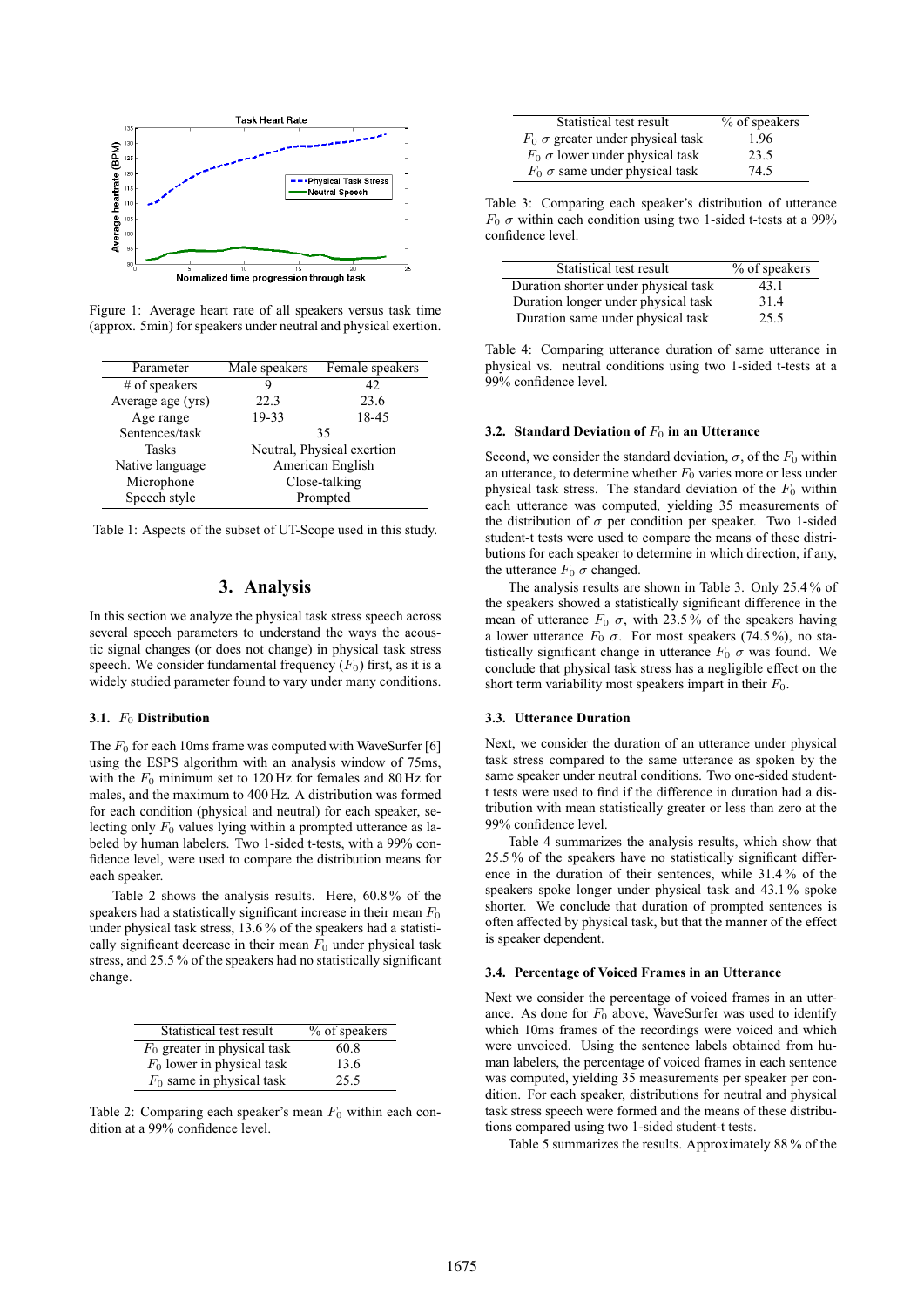Figure 1: Average heart rate of all speakers versus task time (approx. 5min) for speakers under neutral and physical exertion.

| Parameter | Male speakers | Female speakers |
|---|---|---|
| # of speakers | 9 | 42 |
| Average age (yrs) | 22.3 | 23.6 |
| Age range | 19-33 | 18-45 |
| Sentences/task | 35 | |
| Tasks | Neutral, Physical exertion | |
| Native language | American English | |
| Microphone | Close-talking | |
| Speech style | Prompted | |

Table 1: Aspects of the subset of UT-Scope used in this study.

## 3. Analysis

In this section we analyze the physical task stress speech across several speech parameters to understand the ways the acoustic signal changes (or does not change) in physical task stress speech. We consider fundamental frequency ($F_0$) first, as it is a widely studied parameter found to vary under many conditions.

### 3.1. $F_0$ Distribution

The $F_0$ for each 10ms frame was computed with WaveSurfer [6] using the ESPS algorithm with an analysis window of 75ms, with the $F_0$ minimum set to 120 Hz for females and 80 Hz for males, and the maximum to 400 Hz. A distribution was formed for each condition (physical and neutral) for each speaker, selecting only $F_0$ values lying within a prompted utterance as labeled by human labelers. Two 1-sided t-tests, with a 99% confidence level, were used to compare the distribution means for each speaker.

Table 2 shows the analysis results. Here, 60.8 % of the speakers had a statistically significant increase in their mean $F_0$ under physical task stress, 13.6 % of the speakers had a statistically significant decrease in their mean $F_0$ under physical task stress, and 25.5 % of the speakers had no statistically significant change.

| Statistical test result | % of speakers |
|---|---|
| $F_0$ greater in physical task | 60.8 |
| $F_0$ lower in physical task | 13.6 |
| $F_0$ same in physical task | 25.5 |

Table 2: Comparing each speaker's mean $F_0$ within each condition at a 99% confidence level.

| Statistical test result | % of speakers |
|---|---|
| $F_0$ $\sigma$ greater under physical task | 1.96 |
| $F_0$ $\sigma$ lower under physical task | 23.5 |
| $F_0$ $\sigma$ same under physical task | 74.5 |

Table 3: Comparing each speaker's distribution of utterance $F_0$ $\sigma$ within each condition using two 1-sided t-tests at a 99% confidence level.

| Statistical test result | % of speakers |
|---|---|
| Duration shorter under physical task | 43.1 |
| Duration longer under physical task | 31.4 |
| Duration same under physical task | 25.5 |

Table 4: Comparing utterance duration of same utterance in physical vs. neutral conditions using two 1-sided t-tests at a 99% confidence level.

### 3.2. Standard Deviation of $F_0$ in an Utterance

Second, we consider the standard deviation, $\sigma$, of the $F_0$ within an utterance, to determine whether $F_0$ varies more or less under physical task stress. The standard deviation of the $F_0$ within each utterance was computed, yielding 35 measurements of the distribution of $\sigma$ per condition per speaker. Two 1-sided student-t tests were used to compare the means of these distributions for each speaker to determine in which direction, if any, the utterance $F_0$ $\sigma$ changed.

The analysis results are shown in Table 3. Only 25.4 % of the speakers showed a statistically significant difference in the mean of utterance $F_0$ $\sigma$, with 23.5 % of the speakers having a lower utterance $F_0$ $\sigma$. For most speakers (74.5 %), no statistically significant change in utterance $F_0$ $\sigma$ was found. We conclude that physical task stress has a negligible effect on the short term variability most speakers impart in their $F_0$.

### 3.3. Utterance Duration

Next, we consider the duration of an utterance under physical task stress compared to the same utterance as spoken by the same speaker under neutral conditions. Two one-sided student-t tests were used to find if the difference in duration had a distribution with mean statistically greater or less than zero at the 99% confidence level.

Table 4 summarizes the analysis results, which show that 25.5 % of the speakers have no statistically significant difference in the duration of their sentences, while 31.4 % of the speakers spoke longer under physical task and 43.1 % spoke shorter. We conclude that duration of prompted sentences is often affected by physical task, but that the manner of the effect is speaker dependent.

### 3.4. Percentage of Voiced Frames in an Utterance

Next we consider the percentage of voiced frames in an utterance. As done for $F_0$ above, WaveSurfer was used to identify which 10ms frames of the recordings were voiced and which were unvoiced. Using the sentence labels obtained from human labelers, the percentage of voiced frames in each sentence was computed, yielding 35 measurements per speaker per condition. For each speaker, distributions for neutral and physical task stress speech were formed and the means of these distributions compared using two 1-sided student-t tests.

Table 5 summarizes the results. Approximately 88 % of the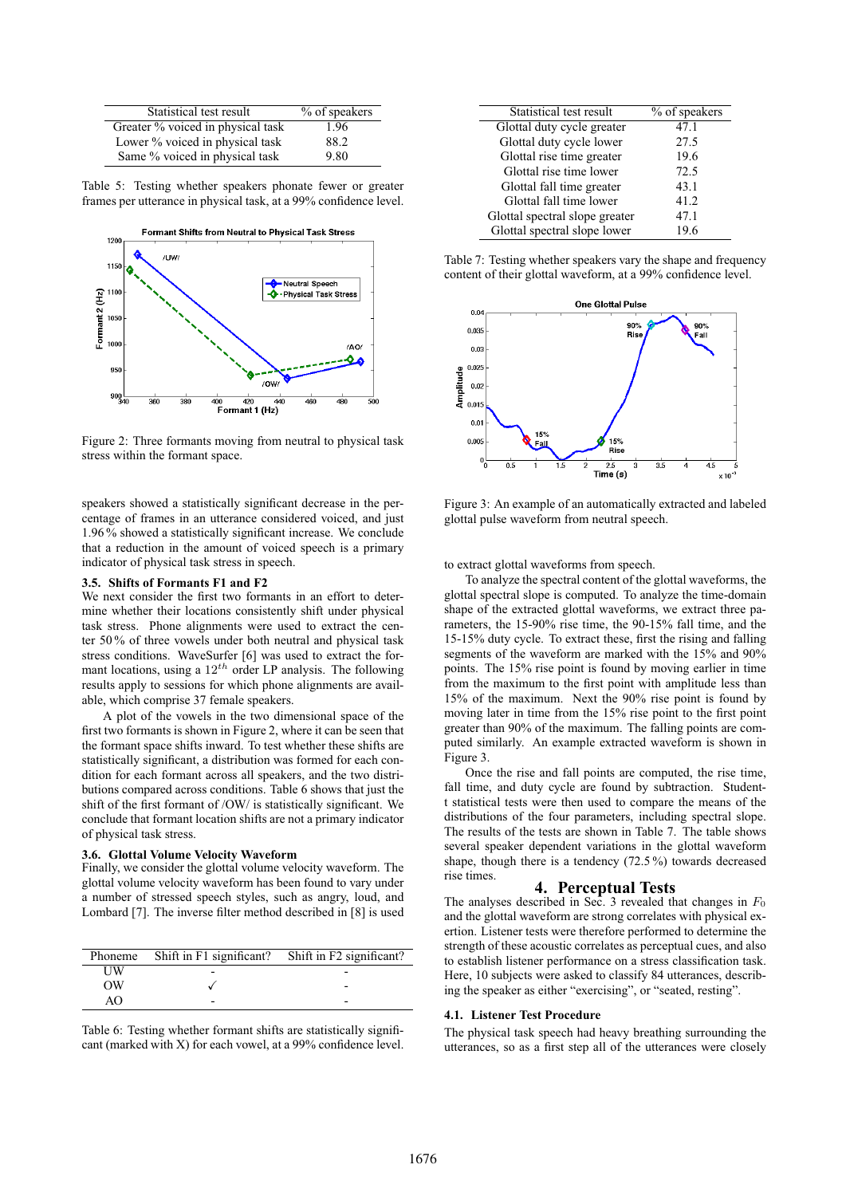| Statistical test result | % of speakers |
|---|---|
| Greater % voiced in physical task | 1.96 |
| Lower % voiced in physical task | 88.2 |
| Same % voiced in physical task | 9.80 |

Table 5: Testing whether speakers phonate fewer or greater frames per utterance in physical task, at a 99% confidence level.

Figure 2: Three formants moving from neutral to physical task stress within the formant space.

speakers showed a statistically significant decrease in the percentage of frames in an utterance considered voiced, and just 1.96 % showed a statistically significant increase. We conclude that a reduction in the amount of voiced speech is a primary indicator of physical task stress in speech.

### 3.5. Shifts of Formants F1 and F2

We next consider the first two formants in an effort to determine whether their locations consistently shift under physical task stress. Phone alignments were used to extract the center 50 % of three vowels under both neutral and physical task stress conditions. WaveSurfer [6] was used to extract the formant locations, using a $12^{th}$ order LP analysis. The following results apply to sessions for which phone alignments are available, which comprise 37 female speakers.

A plot of the vowels in the two dimensional space of the first two formants is shown in Figure 2, where it can be seen that the formant space shifts inward. To test whether these shifts are statistically significant, a distribution was formed for each condition for each formant across all speakers, and the two distributions compared across conditions. Table 6 shows that just the shift of the first formant of /OW/ is statistically significant. We conclude that formant location shifts are not a primary indicator of physical task stress.

### 3.6. Glottal Volume Velocity Waveform

Finally, we consider the glottal volume velocity waveform. The glottal volume velocity waveform has been found to vary under a number of stressed speech styles, such as angry, loud, and Lombard [7]. The inverse filter method described in [8] is used

| Phoneme | Shift in F1 significant? | Shift in F2 significant? |
|---|---|---|
| UW | - | - |
| OW | ✓ | - |
| AO | - | - |

Table 6: Testing whether formant shifts are statistically significant (marked with X) for each vowel, at a 99% confidence level.

| Statistical test result | % of speakers |
|---|---|
| Glottal duty cycle greater | 47.1 |
| Glottal duty cycle lower | 27.5 |
| Glottal rise time greater | 19.6 |
| Glottal rise time lower | 72.5 |
| Glottal fall time greater | 43.1 |
| Glottal fall time lower | 41.2 |
| Glottal spectral slope greater | 47.1 |
| Glottal spectral slope lower | 19.6 |

Table 7: Testing whether speakers vary the shape and frequency content of their glottal waveform, at a 99% confidence level.

Figure 3: An example of an automatically extracted and labeled glottal pulse waveform from neutral speech.

to extract glottal waveforms from speech.

To analyze the spectral content of the glottal waveforms, the glottal spectral slope is computed. To analyze the time-domain shape of the extracted glottal waveforms, we extract three parameters, the 15-90% rise time, the 90-15% fall time, and the 15-15% duty cycle. To extract these, first the rising and falling segments of the waveform are marked with the 15% and 90% points. The 15% rise point is found by moving earlier in time from the maximum to the first point with amplitude less than 15% of the maximum. Next the 90% rise point is found by moving later in time from the 15% rise point to the first point greater than 90% of the maximum. The falling points are computed similarly. An example extracted waveform is shown in Figure 3.

Once the rise and fall points are computed, the rise time, fall time, and duty cycle are found by subtraction. Student-t statistical tests were then used to compare the means of the distributions of the four parameters, including spectral slope. The results of the tests are shown in Table 7. The table shows several speaker dependent variations in the glottal waveform shape, though there is a tendency (72.5 %) towards decreased rise times.

## 4. Perceptual Tests

The analyses described in Sec. 3 revealed that changes in $F_0$ and the glottal waveform are strong correlates with physical exertion. Listener tests were therefore performed to determine the strength of these acoustic correlates as perceptual cues, and also to establish listener performance on a stress classification task. Here, 10 subjects were asked to classify 84 utterances, describing the speaker as either "exercising", or "seated, resting".

### 4.1. Listener Test Procedure

The physical task speech had heavy breathing surrounding the utterances, so as a first step all of the utterances were closely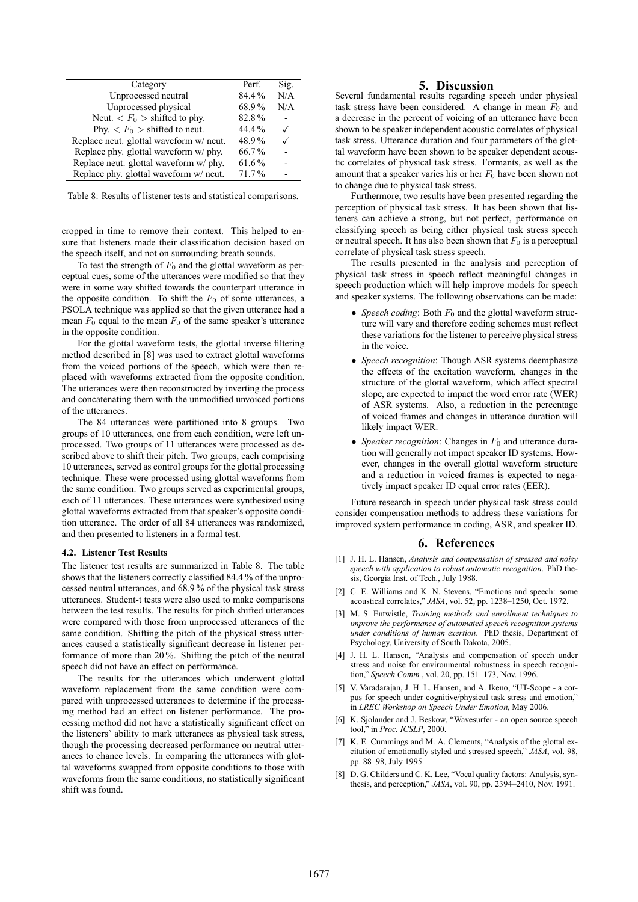| Category | Perf. | Sig. |
| --- | --- | --- |
| Unprocessed neutral | 84.4 % | N/A |
| Unprocessed physical | 68.9 % | N/A |
| Neut. $< F_0 >$ shifted to phy. | 82.8 % | - |
| Phy. $< F_0 >$ shifted to neut. | 44.4 % | ✓ |
| Replace neut. glottal waveform w/ neut. | 48.9 % | ✓ |
| Replace phy. glottal waveform w/ phy. | 66.7 % | - |
| Replace neut. glottal waveform w/ phy. | 61.6 % | - |
| Replace phy. glottal waveform w/ neut. | 71.7 % | - |

Table 8: Results of listener tests and statistical comparisons.

cropped in time to remove their context. This helped to ensure that listeners made their classification decision based on the speech itself, and not on surrounding breath sounds.

To test the strength of $F_0$ and the glottal waveform as perceptual cues, some of the utterances were modified so that they were in some way shifted towards the counterpart utterance in the opposite condition. To shift the $F_0$ of some utterances, a PSOLA technique was applied so that the given utterance had a mean $F_0$ equal to the mean $F_0$ of the same speaker's utterance in the opposite condition.

For the glottal waveform tests, the glottal inverse filtering method described in [8] was used to extract glottal waveforms from the voiced portions of the speech, which were then replaced with waveforms extracted from the opposite condition. The utterances were then reconstructed by inverting the process and concatenating them with the unmodified unvoiced portions of the utterances.

The 84 utterances were partitioned into 8 groups. Two groups of 10 utterances, one from each condition, were left unprocessed. Two groups of 11 utterances were processed as described above to shift their pitch. Two groups, each comprising 10 utterances, served as control groups for the glottal processing technique. These were processed using glottal waveforms from the same condition. Two groups served as experimental groups, each of 11 utterances. These utterances were synthesized using glottal waveforms extracted from that speaker's opposite condition utterance. The order of all 84 utterances was randomized, and then presented to listeners in a formal test.

### 4.2. Listener Test Results

The listener test results are summarized in Table 8. The table shows that the listeners correctly classified 84.4 % of the unprocessed neutral utterances, and 68.9 % of the physical task stress utterances. Student-t tests were also used to make comparisons between the test results. The results for pitch shifted utterances were compared with those from unprocessed utterances of the same condition. Shifting the pitch of the physical stress utterances caused a statistically significant decrease in listener performance of more than 20 %. Shifting the pitch of the neutral speech did not have an effect on performance.

The results for the utterances which underwent glottal waveform replacement from the same condition were compared with unprocessed utterances to determine if the processing method had an effect on listener performance. The processing method did not have a statistically significant effect on the listeners' ability to mark utterances as physical task stress, though the processing decreased performance on neutral utterances to chance levels. In comparing the utterances with glottal waveforms swapped from opposite conditions to those with waveforms from the same conditions, no statistically significant shift was found.

## 5. Discussion

Several fundamental results regarding speech under physical task stress have been considered. A change in mean $F_0$ and a decrease in the percent of voicing of an utterance have been shown to be speaker independent acoustic correlates of physical task stress. Utterance duration and four parameters of the glottal waveform have been shown to be speaker dependent acoustic correlates of physical task stress. Formants, as well as the amount that a speaker varies his or her $F_0$ have been shown not to change due to physical task stress.

Furthermore, two results have been presented regarding the perception of physical task stress. It has been shown that listeners can achieve a strong, but not perfect, performance on classifying speech as being either physical task stress speech or neutral speech. It has also been shown that $F_0$ is a perceptual correlate of physical task stress speech.

The results presented in the analysis and perception of physical task stress in speech reflect meaningful changes in speech production which will help improve models for speech and speaker systems. The following observations can be made:

- *Speech coding*: Both $F_0$ and the glottal waveform structure will vary and therefore coding schemes must reflect these variations for the listener to perceive physical stress in the voice.
- *Speech recognition*: Though ASR systems deemphasize the effects of the excitation waveform, changes in the structure of the glottal waveform, which affect spectral slope, are expected to impact the word error rate (WER) of ASR systems. Also, a reduction in the percentage of voiced frames and changes in utterance duration will likely impact WER.
- *Speaker recognition*: Changes in $F_0$ and utterance duration will generally not impact speaker ID systems. However, changes in the overall glottal waveform structure and a reduction in voiced frames is expected to negatively impact speaker ID equal error rates (EER).

Future research in speech under physical task stress could consider compensation methods to address these variations for improved system performance in coding, ASR, and speaker ID.

## 6. References

[1] J. H. L. Hansen, *Analysis and compensation of stressed and noisy speech with application to robust automatic recognition*. PhD thesis, Georgia Inst. of Tech., July 1988.

[2] C. E. Williams and K. N. Stevens, "Emotions and speech: some acoustical correlates," *JASA*, vol. 52, pp. 1238–1250, Oct. 1972.

[3] M. S. Entwistle, *Training methods and enrollment techniques to improve the performance of automated speech recognition systems under conditions of human exertion*. PhD thesis, Department of Psychology, University of South Dakota, 2005.

[4] J. H. L. Hansen, "Analysis and compensation of speech under stress and noise for environmental robustness in speech recognition," *Speech Comm.*, vol. 20, pp. 151–173, Nov. 1996.

[5] V. Varadarajan, J. H. L. Hansen, and A. Ikeno, "UT-Scope - a corpus for speech under cognitive/physical task stress and emotion," in *LREC Workshop on Speech Under Emotion*, May 2006.

[6] K. Sjolander and J. Beskow, "Wavesurfer - an open source speech tool," in *Proc. ICSLP*, 2000.

[7] K. E. Cummings and M. A. Clements, "Analysis of the glottal excitation of emotionally styled and stressed speech," *JASA*, vol. 98, pp. 88–98, July 1995.

[8] D. G. Childers and C. K. Lee, "Vocal quality factors: Analysis, synthesis, and perception," *JASA*, vol. 90, pp. 2394–2410, Nov. 1991.